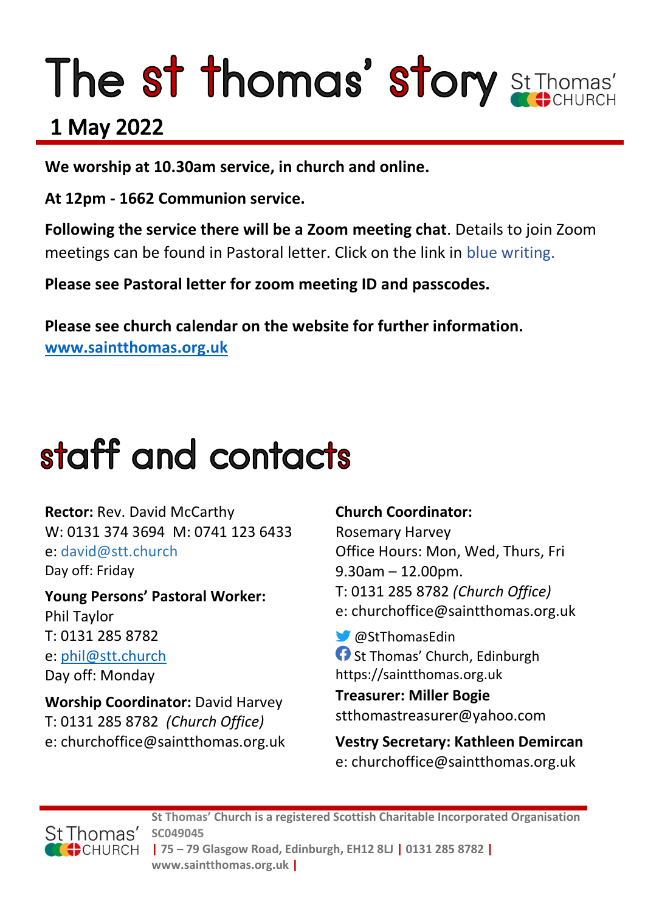# The st thomas' story

St Thomas' CHURCH

## 1 May 2022

**We worship at 10.30am service, in church and online.**

**At 12pm - 1662 Communion service.**

**Following the service there will be a Zoom meeting chat**. Details to join Zoom meetings can be found in Pastoral letter. Click on the link in blue writing.

**Please see Pastoral letter for zoom meeting ID and passcodes.**

**Please see church calendar on the website for further information.**
**www.saintthomas.org.uk**

# staff and contacts

**Rector:** Rev. David McCarthy
W: 0131 374 3694 M: 0741 123 6433
e: david@stt.church
Day off: Friday

**Young Persons' Pastoral Worker:**
Phil Taylor
T: 0131 285 8782
e: phil@stt.church
Day off: Monday

**Worship Coordinator:** David Harvey
T: 0131 285 8782 *(Church Office)*
e: churchoffice@saintthomas.org.uk

**Church Coordinator:**
Rosemary Harvey
Office Hours: Mon, Wed, Thurs, Fri
9.30am – 12.00pm.
T: 0131 285 8782 *(Church Office)*
e: churchoffice@saintthomas.org.uk

@StThomasEdin
St Thomas' Church, Edinburgh
https://saintthomas.org.uk

**Treasurer: Miller Bogie**
stthomastreasurer@yahoo.com

**Vestry Secretary: Kathleen Demircan**
e: churchoffice@saintthomas.org.uk

St Thomas' CHURCH

**St Thomas' Church is a registered Scottish Charitable Incorporated Organisation SC049045 | 75 – 79 Glasgow Road, Edinburgh, EH12 8LJ | 0131 285 8782 | www.saintthomas.org.uk |**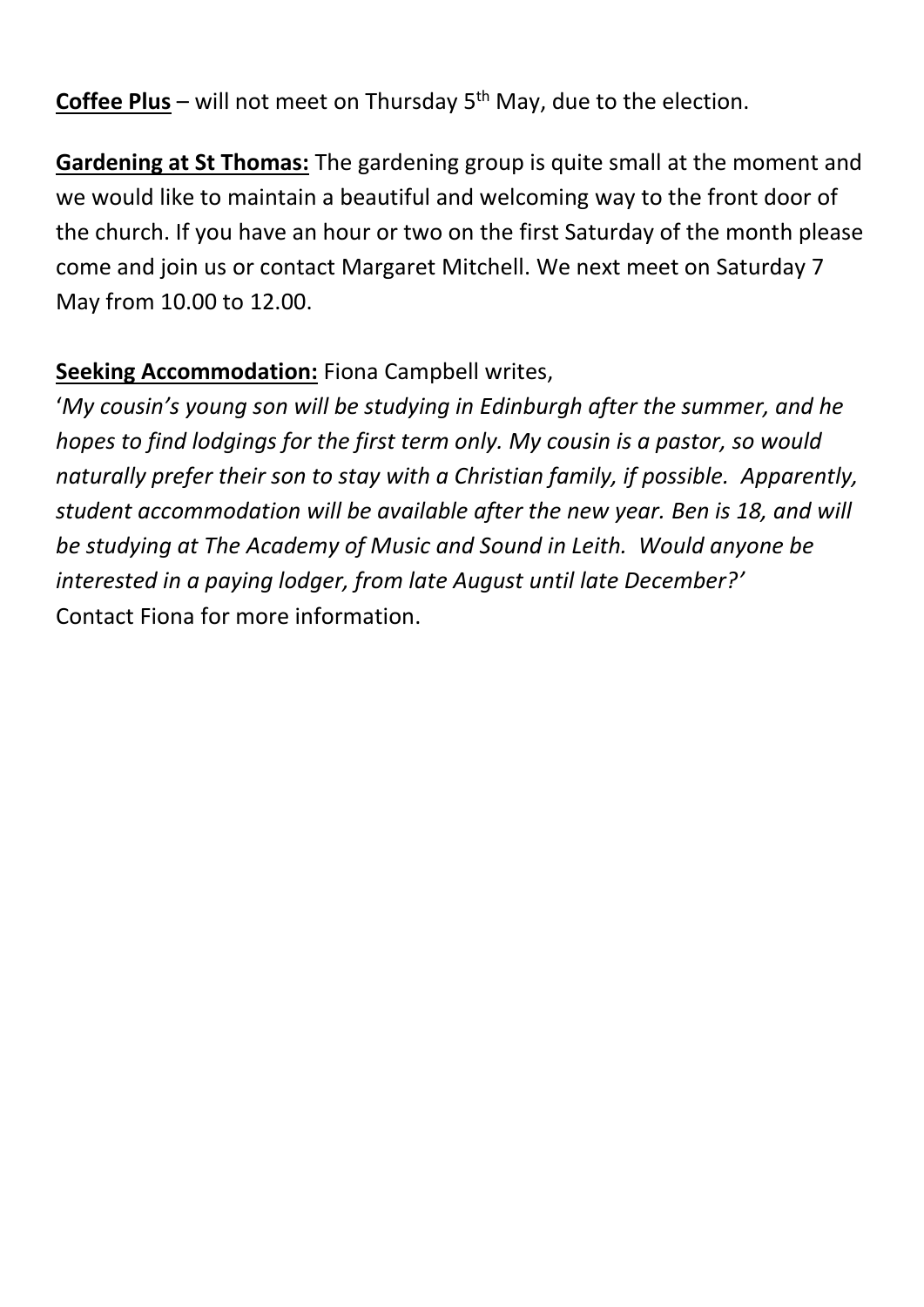**Coffee Plus** – will not meet on Thursday 5th May, due to the election.

**Gardening at St Thomas:** The gardening group is quite small at the moment and we would like to maintain a beautiful and welcoming way to the front door of the church. If you have an hour or two on the first Saturday of the month please come and join us or contact Margaret Mitchell. We next meet on Saturday 7 May from 10.00 to 12.00.

**Seeking Accommodation:** Fiona Campbell writes,
'*My cousin's young son will be studying in Edinburgh after the summer, and he hopes to find lodgings for the first term only. My cousin is a pastor, so would naturally prefer their son to stay with a Christian family, if possible. Apparently, student accommodation will be available after the new year. Ben is 18, and will be studying at The Academy of Music and Sound in Leith. Would anyone be interested in a paying lodger, from late August until late December?'*
Contact Fiona for more information.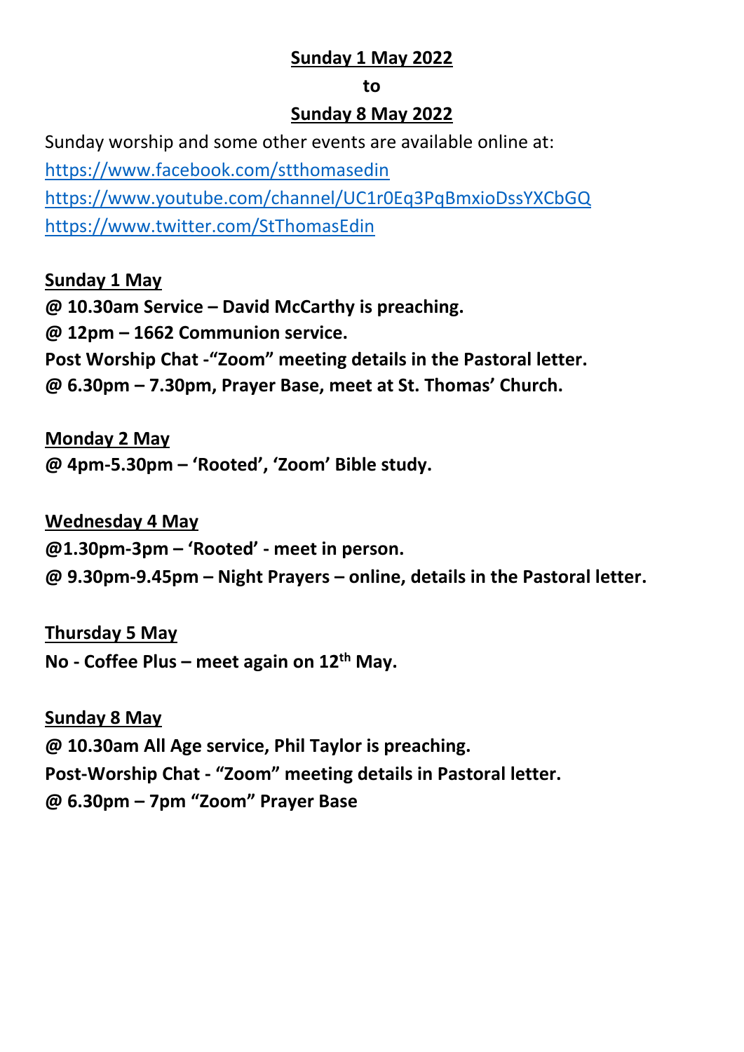**Sunday 1 May 2022**

**to**

**Sunday 8 May 2022**

Sunday worship and some other events are available online at:

https://www.facebook.com/stthomasedin

https://www.youtube.com/channel/UC1r0Eq3PqBmxioDssYXCbGQ

https://www.twitter.com/StThomasEdin

**Sunday 1 May**

**@ 10.30am Service – David McCarthy is preaching.**

**@ 12pm – 1662 Communion service.**

**Post Worship Chat -"Zoom" meeting details in the Pastoral letter.**

**@ 6.30pm – 7.30pm, Prayer Base, meet at St. Thomas' Church.**

**Monday 2 May**

**@ 4pm-5.30pm – 'Rooted', 'Zoom' Bible study.**

**Wednesday 4 May**

**@1.30pm-3pm – 'Rooted' - meet in person.**

**@ 9.30pm-9.45pm – Night Prayers – online, details in the Pastoral letter.**

**Thursday 5 May**

**No - Coffee Plus – meet again on 12th May.**

**Sunday 8 May**

**@ 10.30am All Age service, Phil Taylor is preaching.**

**Post-Worship Chat - "Zoom" meeting details in Pastoral letter.**

**@ 6.30pm – 7pm "Zoom" Prayer Base**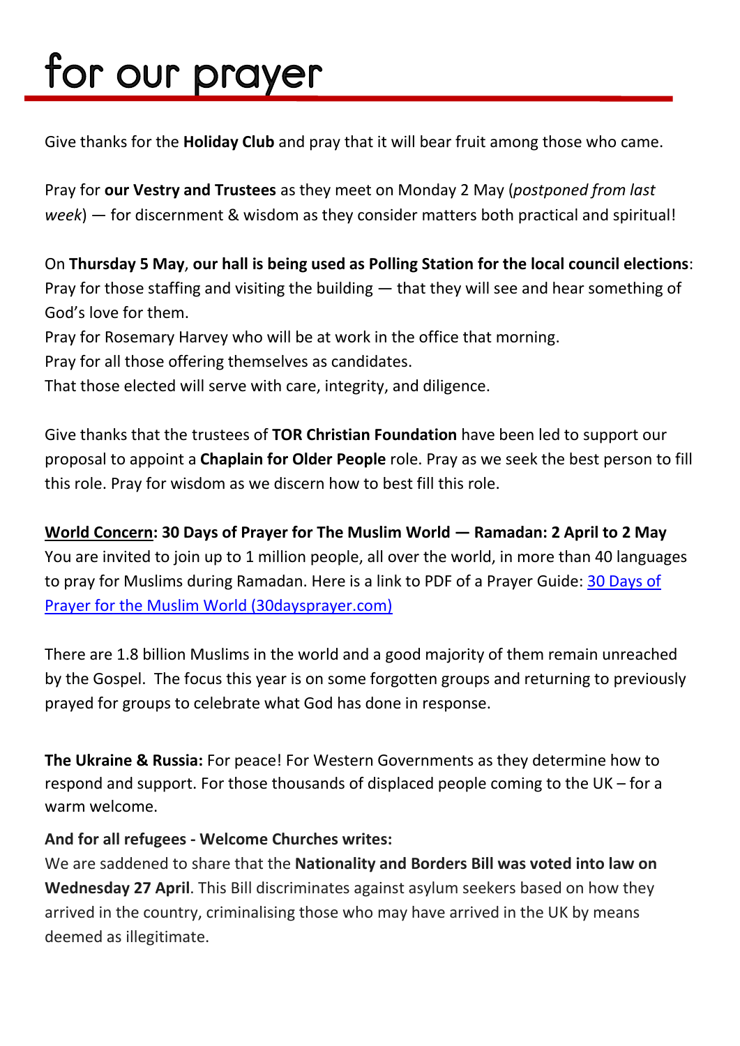# for our prayer

Give thanks for the **Holiday Club** and pray that it will bear fruit among those who came.

Pray for **our Vestry and Trustees** as they meet on Monday 2 May (*postponed from last week*) — for discernment & wisdom as they consider matters both practical and spiritual!

On **Thursday 5 May**, **our hall is being used as Polling Station for the local council elections**:
Pray for those staffing and visiting the building — that they will see and hear something of God's love for them.
Pray for Rosemary Harvey who will be at work in the office that morning.
Pray for all those offering themselves as candidates.
That those elected will serve with care, integrity, and diligence.

Give thanks that the trustees of **TOR Christian Foundation** have been led to support our proposal to appoint a **Chaplain for Older People** role. Pray as we seek the best person to fill this role. Pray for wisdom as we discern how to best fill this role.

**World Concern: 30 Days of Prayer for The Muslim World — Ramadan: 2 April to 2 May**
You are invited to join up to 1 million people, all over the world, in more than 40 languages to pray for Muslims during Ramadan. Here is a link to PDF of a Prayer Guide: [30 Days of Prayer for the Muslim World (30daysprayer.com)]

There are 1.8 billion Muslims in the world and a good majority of them remain unreached by the Gospel. The focus this year is on some forgotten groups and returning to previously prayed for groups to celebrate what God has done in response.

**The Ukraine & Russia:** For peace! For Western Governments as they determine how to respond and support. For those thousands of displaced people coming to the UK – for a warm welcome.

**And for all refugees - Welcome Churches writes:**
We are saddened to share that the **Nationality and Borders Bill was voted into law on Wednesday 27 April**. This Bill discriminates against asylum seekers based on how they arrived in the country, criminalising those who may have arrived in the UK by means deemed as illegitimate.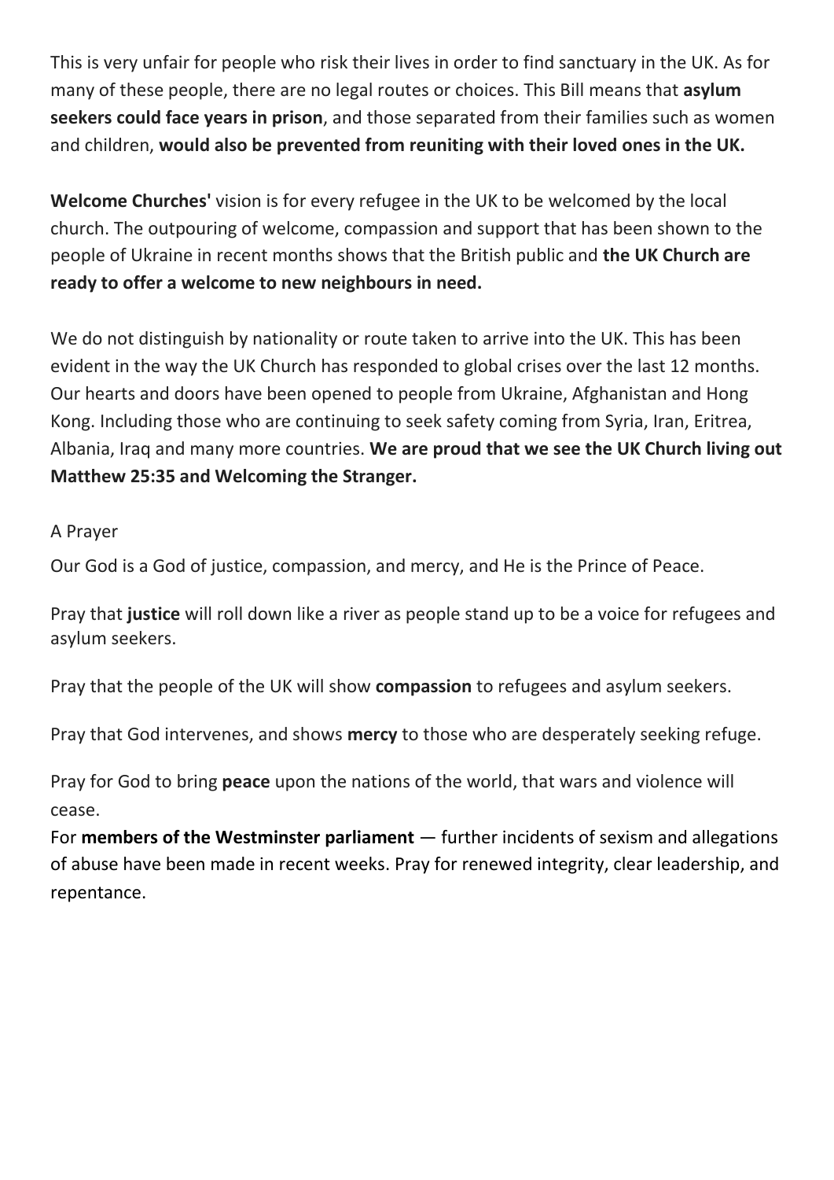This is very unfair for people who risk their lives in order to find sanctuary in the UK. As for many of these people, there are no legal routes or choices. This Bill means that **asylum seekers could face years in prison**, and those separated from their families such as women and children, **would also be prevented from reuniting with their loved ones in the UK.**

**Welcome Churches'** vision is for every refugee in the UK to be welcomed by the local church. The outpouring of welcome, compassion and support that has been shown to the people of Ukraine in recent months shows that the British public and **the UK Church are ready to offer a welcome to new neighbours in need.**

We do not distinguish by nationality or route taken to arrive into the UK. This has been evident in the way the UK Church has responded to global crises over the last 12 months. Our hearts and doors have been opened to people from Ukraine, Afghanistan and Hong Kong. Including those who are continuing to seek safety coming from Syria, Iran, Eritrea, Albania, Iraq and many more countries. **We are proud that we see the UK Church living out Matthew 25:35 and Welcoming the Stranger.**

A Prayer

Our God is a God of justice, compassion, and mercy, and He is the Prince of Peace.

Pray that **justice** will roll down like a river as people stand up to be a voice for refugees and asylum seekers.

Pray that the people of the UK will show **compassion** to refugees and asylum seekers.

Pray that God intervenes, and shows **mercy** to those who are desperately seeking refuge.

Pray for God to bring **peace** upon the nations of the world, that wars and violence will cease.

For **members of the Westminster parliament** — further incidents of sexism and allegations of abuse have been made in recent weeks. Pray for renewed integrity, clear leadership, and repentance.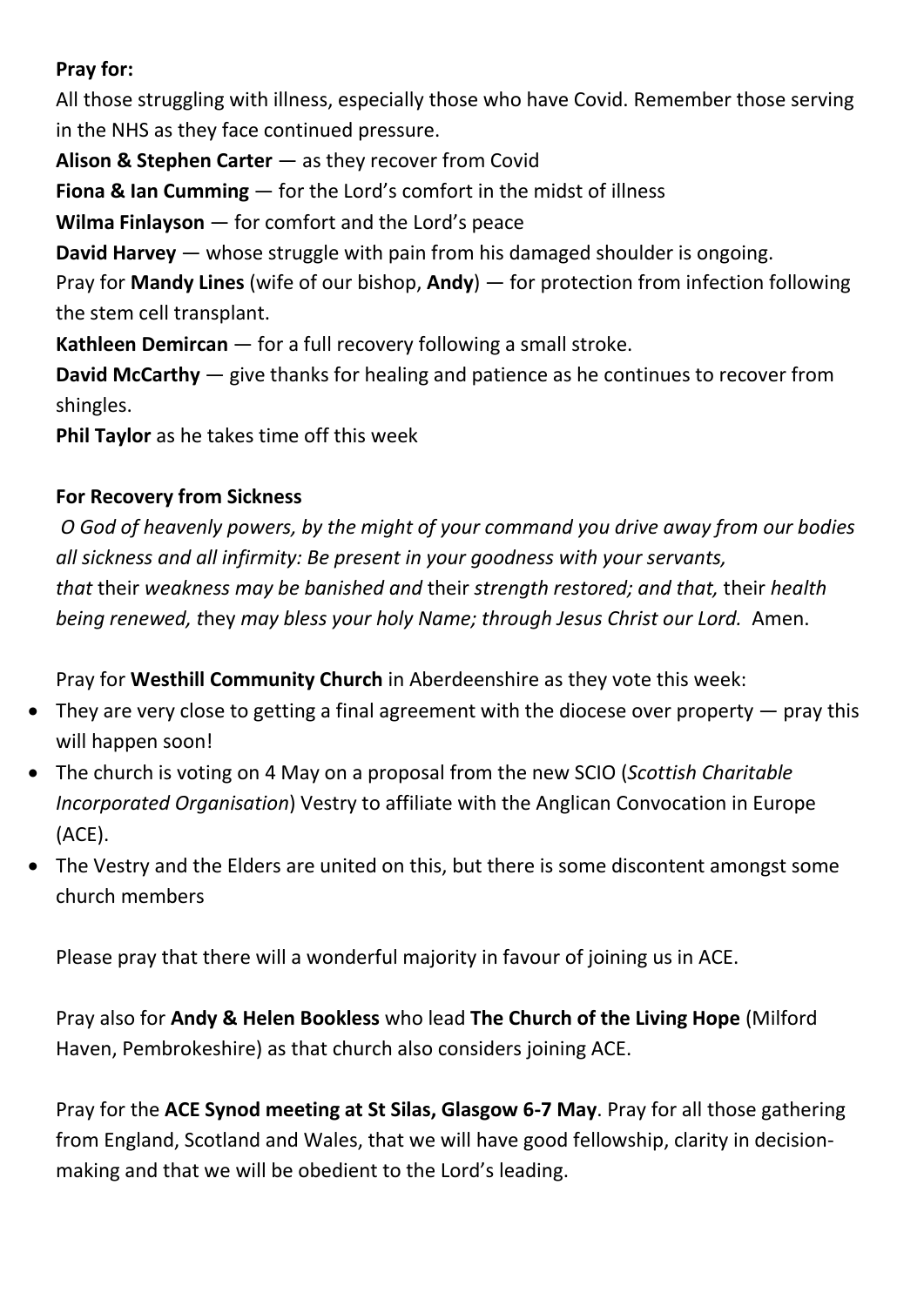**Pray for:**

All those struggling with illness, especially those who have Covid. Remember those serving in the NHS as they face continued pressure.

**Alison & Stephen Carter** — as they recover from Covid

**Fiona & Ian Cumming** — for the Lord's comfort in the midst of illness

**Wilma Finlayson** — for comfort and the Lord's peace

**David Harvey** — whose struggle with pain from his damaged shoulder is ongoing.

Pray for **Mandy Lines** (wife of our bishop, **Andy**) — for protection from infection following the stem cell transplant.

**Kathleen Demircan** — for a full recovery following a small stroke.

**David McCarthy** — give thanks for healing and patience as he continues to recover from shingles.

**Phil Taylor** as he takes time off this week

**For Recovery from Sickness**

*O God of heavenly powers, by the might of your command you drive away from our bodies all sickness and all infirmity: Be present in your goodness with your servants, that* their *weakness may be banished and* their *strength restored; and that,* their *health being renewed,* they *may bless your holy Name; through Jesus Christ our Lord.* Amen.

Pray for **Westhill Community Church** in Aberdeenshire as they vote this week:

- They are very close to getting a final agreement with the diocese over property — pray this will happen soon!
- The church is voting on 4 May on a proposal from the new SCIO (*Scottish Charitable Incorporated Organisation*) Vestry to affiliate with the Anglican Convocation in Europe (ACE).
- The Vestry and the Elders are united on this, but there is some discontent amongst some church members

Please pray that there will a wonderful majority in favour of joining us in ACE.

Pray also for **Andy & Helen Bookless** who lead **The Church of the Living Hope** (Milford Haven, Pembrokeshire) as that church also considers joining ACE.

Pray for the **ACE Synod meeting at St Silas, Glasgow 6-7 May**. Pray for all those gathering from England, Scotland and Wales, that we will have good fellowship, clarity in decision-making and that we will be obedient to the Lord's leading.